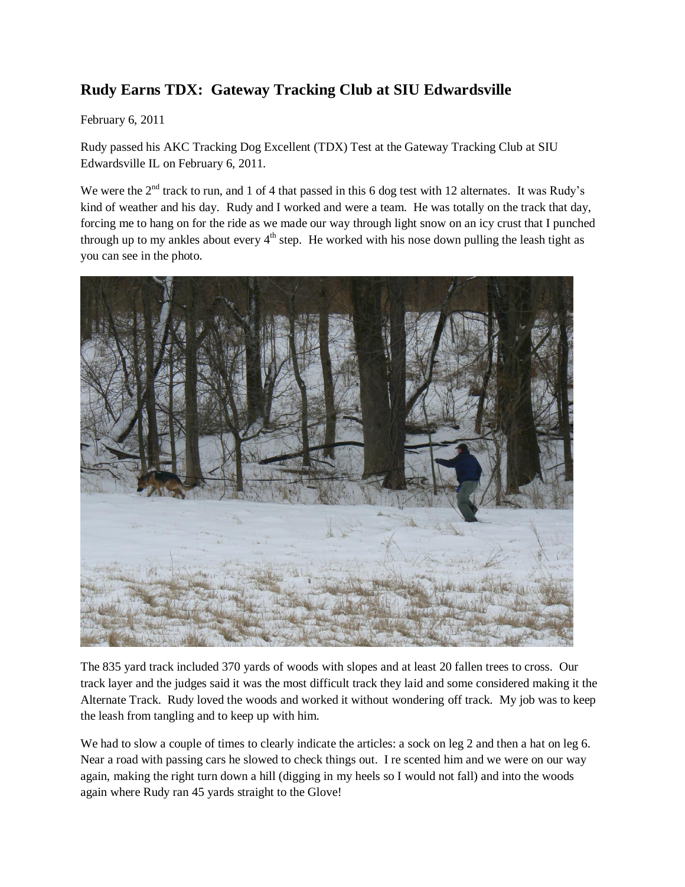# Rudy Earns TDX: Gateway Tracking Club at SIU Edwardsville

February 6, 2011

Rudy passed his AKC Tracking Dog Excellent (TDX) Test at the Gateway Tracking Club at SIU Edwardsville IL on February 6, 2011.

We were the 2nd track to run, and 1 of 4 that passed in this 6 dog test with 12 alternates. It was Rudy's kind of weather and his day. Rudy and I worked and were a team. He was totally on the track that day, forcing me to hang on for the ride as we made our way through light snow on an icy crust that I punched through up to my ankles about every 4th step. He worked with his nose down pulling the leash tight as you can see in the photo.

The 835 yard track included 370 yards of woods with slopes and at least 20 fallen trees to cross. Our track layer and the judges said it was the most difficult track they laid and some considered making it the Alternate Track. Rudy loved the woods and worked it without wondering off track. My job was to keep the leash from tangling and to keep up with him.

We had to slow a couple of times to clearly indicate the articles: a sock on leg 2 and then a hat on leg 6. Near a road with passing cars he slowed to check things out. I re scented him and we were on our way again, making the right turn down a hill (digging in my heels so I would not fall) and into the woods again where Rudy ran 45 yards straight to the Glove!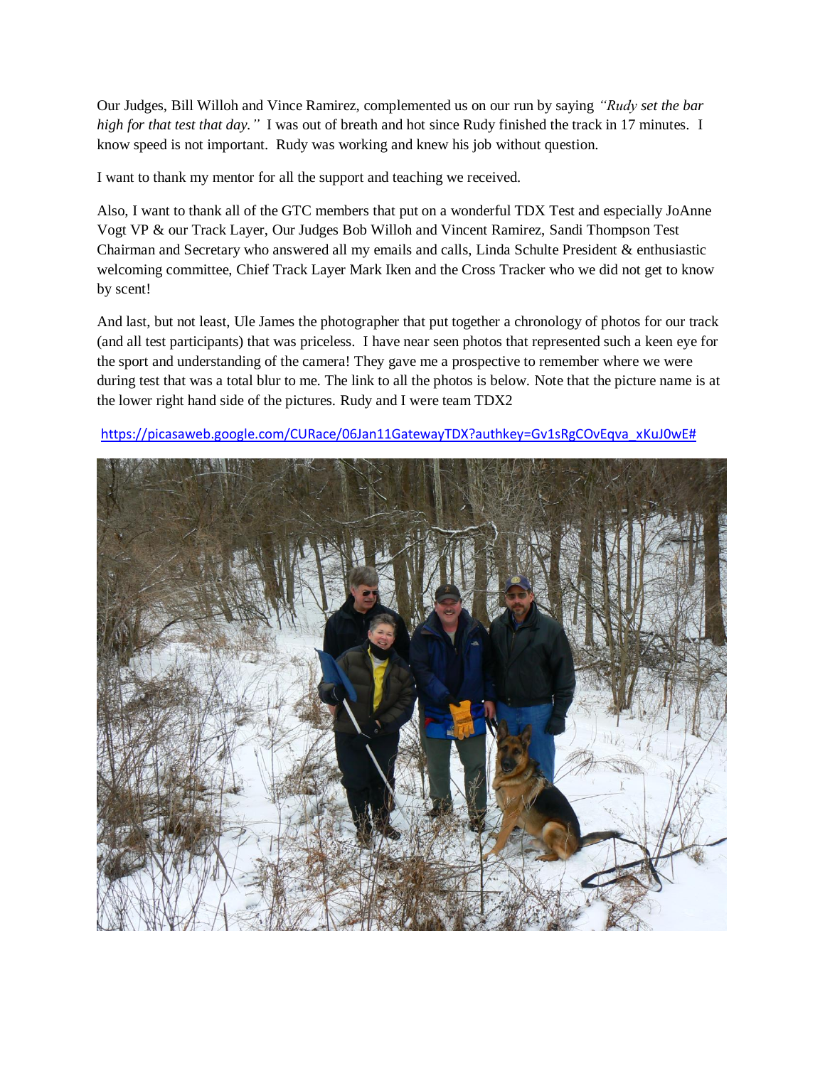Our Judges, Bill Willoh and Vince Ramirez, complemented us on our run by saying *"Rudy set the bar high for that test that day."* I was out of breath and hot since Rudy finished the track in 17 minutes. I know speed is not important. Rudy was working and knew his job without question.

I want to thank my mentor for all the support and teaching we received.

Also, I want to thank all of the GTC members that put on a wonderful TDX Test and especially JoAnne Vogt VP & our Track Layer, Our Judges Bob Willoh and Vincent Ramirez, Sandi Thompson Test Chairman and Secretary who answered all my emails and calls, Linda Schulte President & enthusiastic welcoming committee, Chief Track Layer Mark Iken and the Cross Tracker who we did not get to know by scent!

And last, but not least, Ule James the photographer that put together a chronology of photos for our track (and all test participants) that was priceless. I have near seen photos that represented such a keen eye for the sport and understanding of the camera! They gave me a prospective to remember where we were during test that was a total blur to me. The link to all the photos is below. Note that the picture name is at the lower right hand side of the pictures. Rudy and I were team TDX2

https://picasaweb.google.com/CURace/06Jan11GatewayTDX?authkey=Gv1sRgCOvEqva_xKuJ0wE#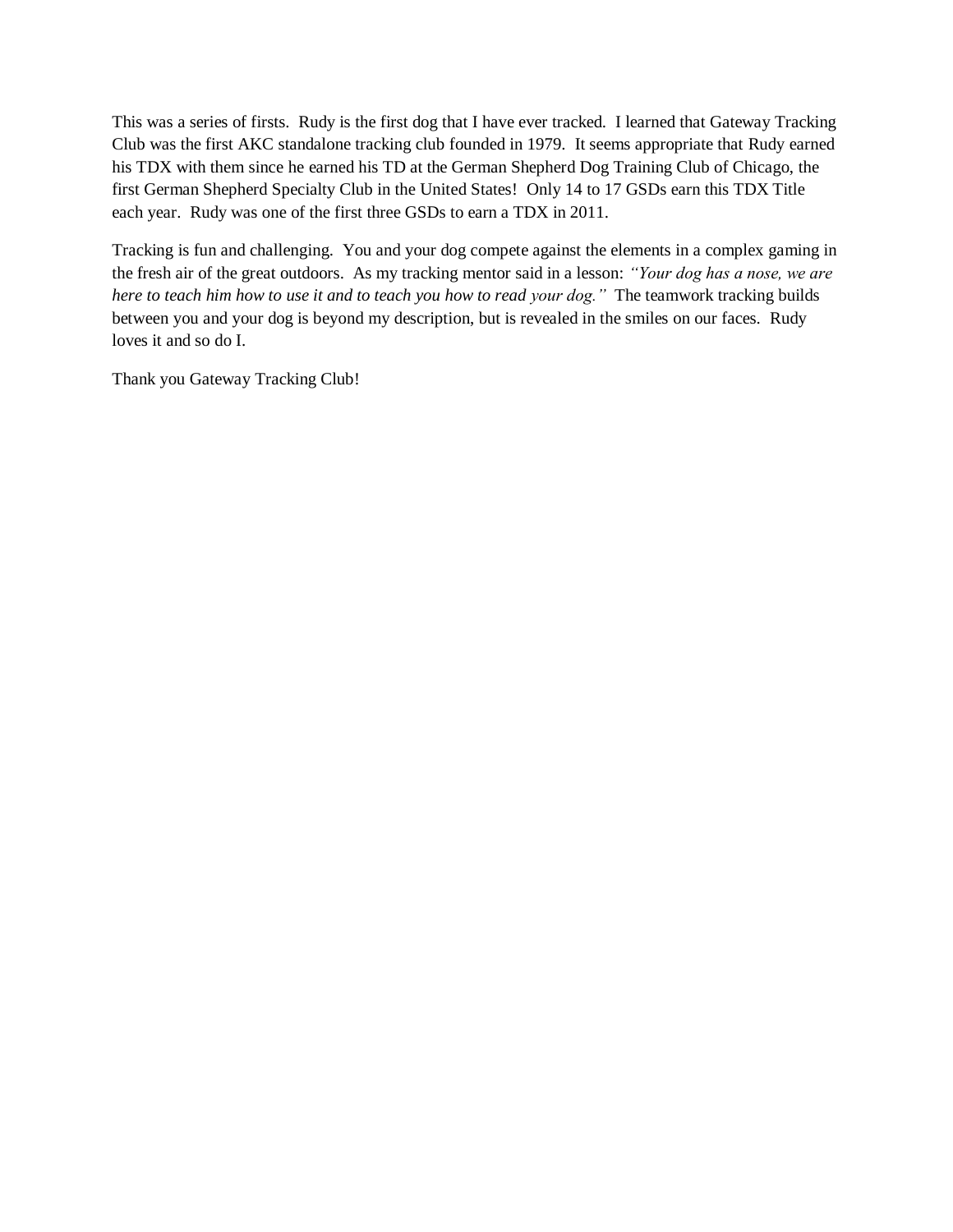This was a series of firsts. Rudy is the first dog that I have ever tracked. I learned that Gateway Tracking Club was the first AKC standalone tracking club founded in 1979. It seems appropriate that Rudy earned his TDX with them since he earned his TD at the German Shepherd Dog Training Club of Chicago, the first German Shepherd Specialty Club in the United States! Only 14 to 17 GSDs earn this TDX Title each year. Rudy was one of the first three GSDs to earn a TDX in 2011.

Tracking is fun and challenging. You and your dog compete against the elements in a complex gaming in the fresh air of the great outdoors. As my tracking mentor said in a lesson: *"Your dog has a nose, we are here to teach him how to use it and to teach you how to read your dog."* The teamwork tracking builds between you and your dog is beyond my description, but is revealed in the smiles on our faces. Rudy loves it and so do I.

Thank you Gateway Tracking Club!